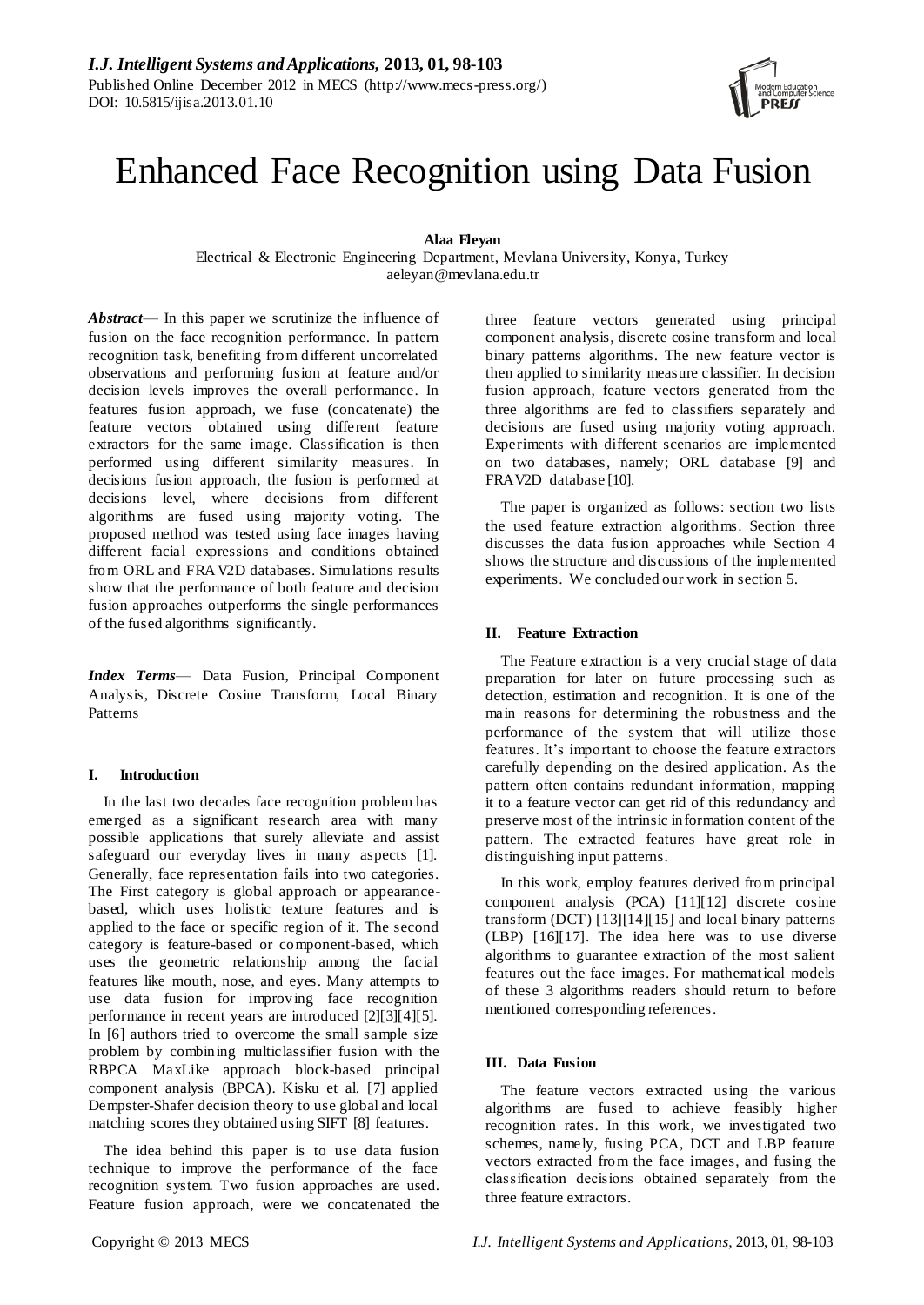# Enhanced Face Recognition using Data Fusion

**Alaa Eleyan**

Electrical & Electronic Engineering Department, Mevlana University, Konya, Turkey
aeleyan@mevlana.edu.tr

***Abstract***— In this paper we scrutinize the influence of fusion on the face recognition performance. In pattern recognition task, benefiting from different uncorrelated observations and performing fusion at feature and/or decision levels improves the overall performance. In features fusion approach, we fuse (concatenate) the feature vectors obtained using different feature extractors for the same image. Classification is then performed using different similarity measures. In decisions fusion approach, the fusion is performed at decisions level, where decisions from different algorithms are fused using majority voting. The proposed method was tested using face images having different facial expressions and conditions obtained from ORL and FRAV2D databases. Simulations results show that the performance of both feature and decision fusion approaches outperforms the single performances of the fused algorithms significantly.

***Index Terms***— Data Fusion, Principal Component Analysis, Discrete Cosine Transform, Local Binary Patterns

## I. Introduction

In the last two decades face recognition problem has emerged as a significant research area with many possible applications that surely alleviate and assist safeguard our everyday lives in many aspects [1]. Generally, face representation fails into two categories. The First category is global approach or appearance-based, which uses holistic texture features and is applied to the face or specific region of it. The second category is feature-based or component-based, which uses the geometric relationship among the facial features like mouth, nose, and eyes. Many attempts to use data fusion for improving face recognition performance in recent years are introduced [2][3][4][5]. In [6] authors tried to overcome the small sample size problem by combining multiclassifier fusion with the RBPCA MaxLike approach block-based principal component analysis (BPCA). Kisku et al. [7] applied Dempster-Shafer decision theory to use global and local matching scores they obtained using SIFT [8] features.

The idea behind this paper is to use data fusion technique to improve the performance of the face recognition system. Two fusion approaches are used. Feature fusion approach, were we concatenated the three feature vectors generated using principal component analysis, discrete cosine transform and local binary patterns algorithms. The new feature vector is then applied to similarity measure classifier. In decision fusion approach, feature vectors generated from the three algorithms are fed to classifiers separately and decisions are fused using majority voting approach. Experiments with different scenarios are implemented on two databases, namely; ORL database [9] and FRAV2D database [10].

The paper is organized as follows: section two lists the used feature extraction algorithms. Section three discusses the data fusion approaches while Section 4 shows the structure and discussions of the implemented experiments. We concluded our work in section 5.

## II. Feature Extraction

The Feature extraction is a very crucial stage of data preparation for later on future processing such as detection, estimation and recognition. It is one of the main reasons for determining the robustness and the performance of the system that will utilize those features. It's important to choose the feature extractors carefully depending on the desired application. As the pattern often contains redundant information, mapping it to a feature vector can get rid of this redundancy and preserve most of the intrinsic information content of the pattern. The extracted features have great role in distinguishing input patterns.

In this work, employ features derived from principal component analysis (PCA) [11][12] discrete cosine transform (DCT) [13][14][15] and local binary patterns (LBP) [16][17]. The idea here was to use diverse algorithms to guarantee extraction of the most salient features out the face images. For mathematical models of these 3 algorithms readers should return to before mentioned corresponding references.

## III. Data Fusion

The feature vectors extracted using the various algorithms are fused to achieve feasibly higher recognition rates. In this work, we investigated two schemes, namely, fusing PCA, DCT and LBP feature vectors extracted from the face images, and fusing the classification decisions obtained separately from the three feature extractors.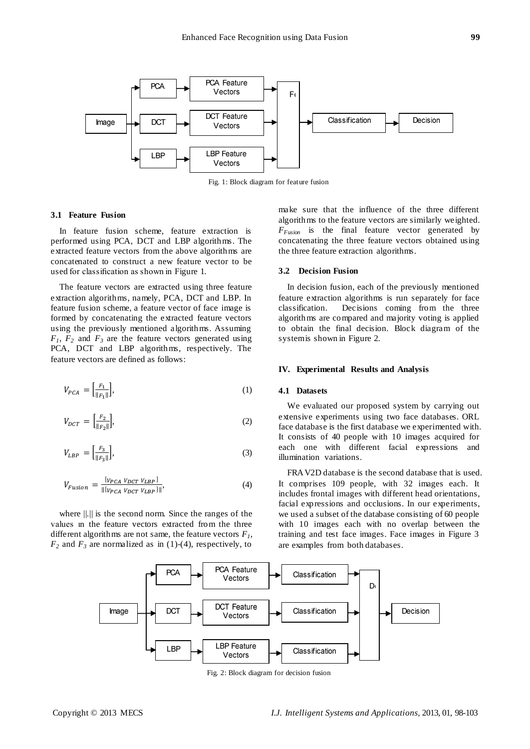Fig. 1: Block diagram for feature fusion

### 3.1 Feature Fusion

In feature fusion scheme, feature extraction is performed using PCA, DCT and LBP algorithms. The extracted feature vectors from the above algorithms are concatenated to construct a new feature vector to be used for classification as shown in Figure 1.

The feature vectors are extracted using three feature extraction algorithms, namely, PCA, DCT and LBP. In feature fusion scheme, a feature vector of face image is formed by concatenating the extracted feature vectors using the previously mentioned algorithms. Assuming $F_1$, $F_2$ and $F_3$ are the feature vectors generated using PCA, DCT and LBP algorithms, respectively. The feature vectors are defined as follows:

$$V_{PCA} = \left[\frac{F_1}{\|F_1\|}\right], \tag{1}$$

$$V_{DCT} = \left[\frac{F_2}{\|F_2\|}\right], \tag{2}$$

$$V_{LBP} = \left[\frac{F_3}{\|F_3\|}\right], \tag{3}$$

$$V_{Fusion} = \frac{[V_{PCA}\ V_{DCT}\ V_{LBP}]}{\|[V_{PCA}\ V_{DCT}\ V_{LBP}]\|}, \tag{4}$$

where $\|.\|$ is the second norm. Since the ranges of the values in the feature vectors extracted from the three different algorithms are not same, the feature vectors $F_1$, $F_2$ and $F_3$ are normalized as in (1)-(4), respectively, to make sure that the influence of the three different algorithms to the feature vectors are similarly weighted. $F_{Fusion}$ is the final feature vector generated by concatenating the three feature vectors obtained using the three feature extraction algorithms.

### 3.2 Decision Fusion

In decision fusion, each of the previously mentioned feature extraction algorithms is run separately for face classification. Decisions coming from the three algorithms are compared and majority voting is applied to obtain the final decision. Block diagram of the system is shown in Figure 2.

## IV. Experimental Results and Analysis

### 4.1 Datasets

We evaluated our proposed system by carrying out extensive experiments using two face databases. ORL face database is the first database we experimented with. It consists of 40 people with 10 images acquired for each one with different facial expressions and illumination variations.

FRAV2D database is the second database that is used. It comprises 109 people, with 32 images each. It includes frontal images with different head orientations, facial expressions and occlusions. In our experiments, we used a subset of the database consisting of 60 people with 10 images each with no overlap between the training and test face images. Face images in Figure 3 are examples from both databases.

Fig. 2: Block diagram for decision fusion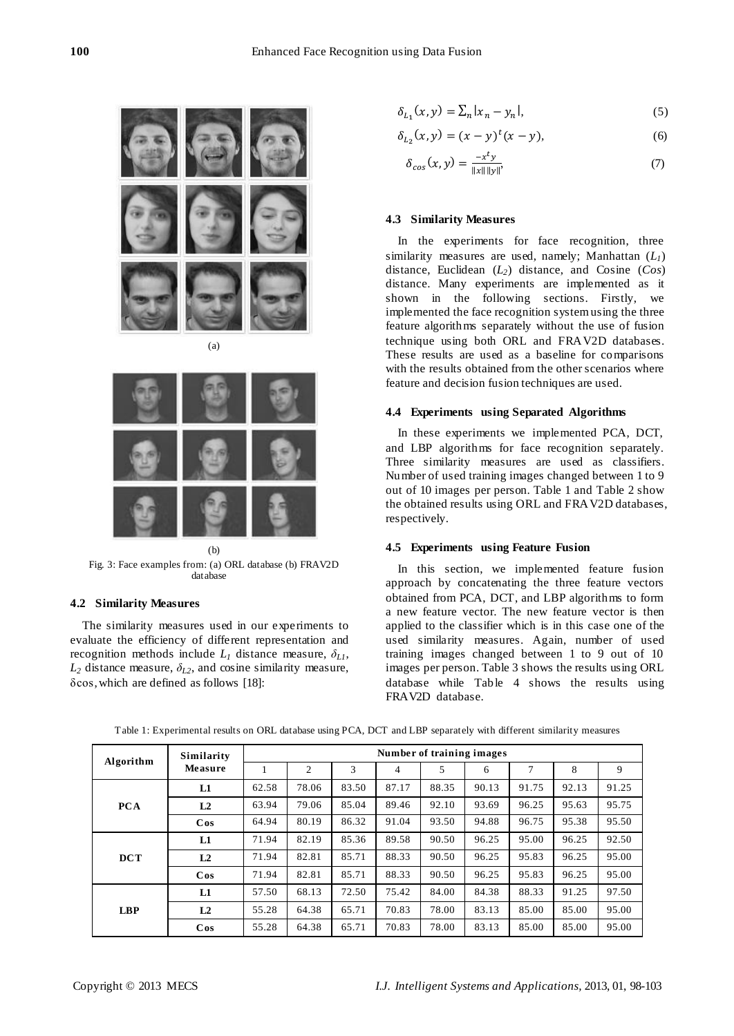Fig. 3: Face examples from: (a) ORL database (b) FRAV2D database

### 4.2 Similarity Measures

The similarity measures used in our experiments to evaluate the efficiency of different representation and recognition methods include $L_1$ distance measure, $\delta_{L1}$, $L_2$ distance measure, $\delta_{L2}$, and cosine similarity measure, $\delta cos$, which are defined as follows [18]:

$$\delta_{L_1}(x, y) = \sum_n |x_n - y_n|, \tag{5}$$

$$\delta_{L_2}(x, y) = (x - y)^t (x - y), \tag{6}$$

$$\delta_{cos}(x, y) = \frac{-x^t y}{\|x\| \|y\|}, \tag{7}$$

### 4.3 Similarity Measures

In the experiments for face recognition, three similarity measures are used, namely; Manhattan ($L_1$) distance, Euclidean ($L_2$) distance, and Cosine (*Cos*) distance. Many experiments are implemented as it shown in the following sections. Firstly, we implemented the face recognition system using the three feature algorithms separately without the use of fusion technique using both ORL and FRAV2D databases. These results are used as a baseline for comparisons with the results obtained from the other scenarios where feature and decision fusion techniques are used.

### 4.4 Experiments using Separated Algorithms

In these experiments we implemented PCA, DCT, and LBP algorithms for face recognition separately. Three similarity measures are used as classifiers. Number of used training images changed between 1 to 9 out of 10 images per person. Table 1 and Table 2 show the obtained results using ORL and FRAV2D databases, respectively.

### 4.5 Experiments using Feature Fusion

In this section, we implemented feature fusion approach by concatenating the three feature vectors obtained from PCA, DCT, and LBP algorithms to form a new feature vector. The new feature vector is then applied to the classifier which is in this case one of the used similarity measures. Again, number of used training images changed between 1 to 9 out of 10 images per person. Table 3 shows the results using ORL database while Table 4 shows the results using FRAV2D database.

Table 1: Experimental results on ORL database using PCA, DCT and LBP separately with different similarity measures

| Algorithm | Similarity Measure | Number of training images | | | | | | | | |
|---|---|---|---|---|---|---|---|---|---|---|
| | | 1 | 2 | 3 | 4 | 5 | 6 | 7 | 8 | 9 |
| **PCA** | **L1** | 62.58 | 78.06 | 83.50 | 87.17 | 88.35 | 90.13 | 91.75 | 92.13 | 91.25 |
| | **L2** | 63.94 | 79.06 | 85.04 | 89.46 | 92.10 | 93.69 | 96.25 | 95.63 | 95.75 |
| | **Cos** | 64.94 | 80.19 | 86.32 | 91.04 | 93.50 | 94.88 | 96.75 | 95.38 | 95.50 |
| **DCT** | **L1** | 71.94 | 82.19 | 85.36 | 89.58 | 90.50 | 96.25 | 95.00 | 96.25 | 92.50 |
| | **L2** | 71.94 | 82.81 | 85.71 | 88.33 | 90.50 | 96.25 | 95.83 | 96.25 | 95.00 |
| | **Cos** | 71.94 | 82.81 | 85.71 | 88.33 | 90.50 | 96.25 | 95.83 | 96.25 | 95.00 |
| **LBP** | **L1** | 57.50 | 68.13 | 72.50 | 75.42 | 84.00 | 84.38 | 88.33 | 91.25 | 97.50 |
| | **L2** | 55.28 | 64.38 | 65.71 | 70.83 | 78.00 | 83.13 | 85.00 | 85.00 | 95.00 |
| | **Cos** | 55.28 | 64.38 | 65.71 | 70.83 | 78.00 | 83.13 | 85.00 | 85.00 | 95.00 |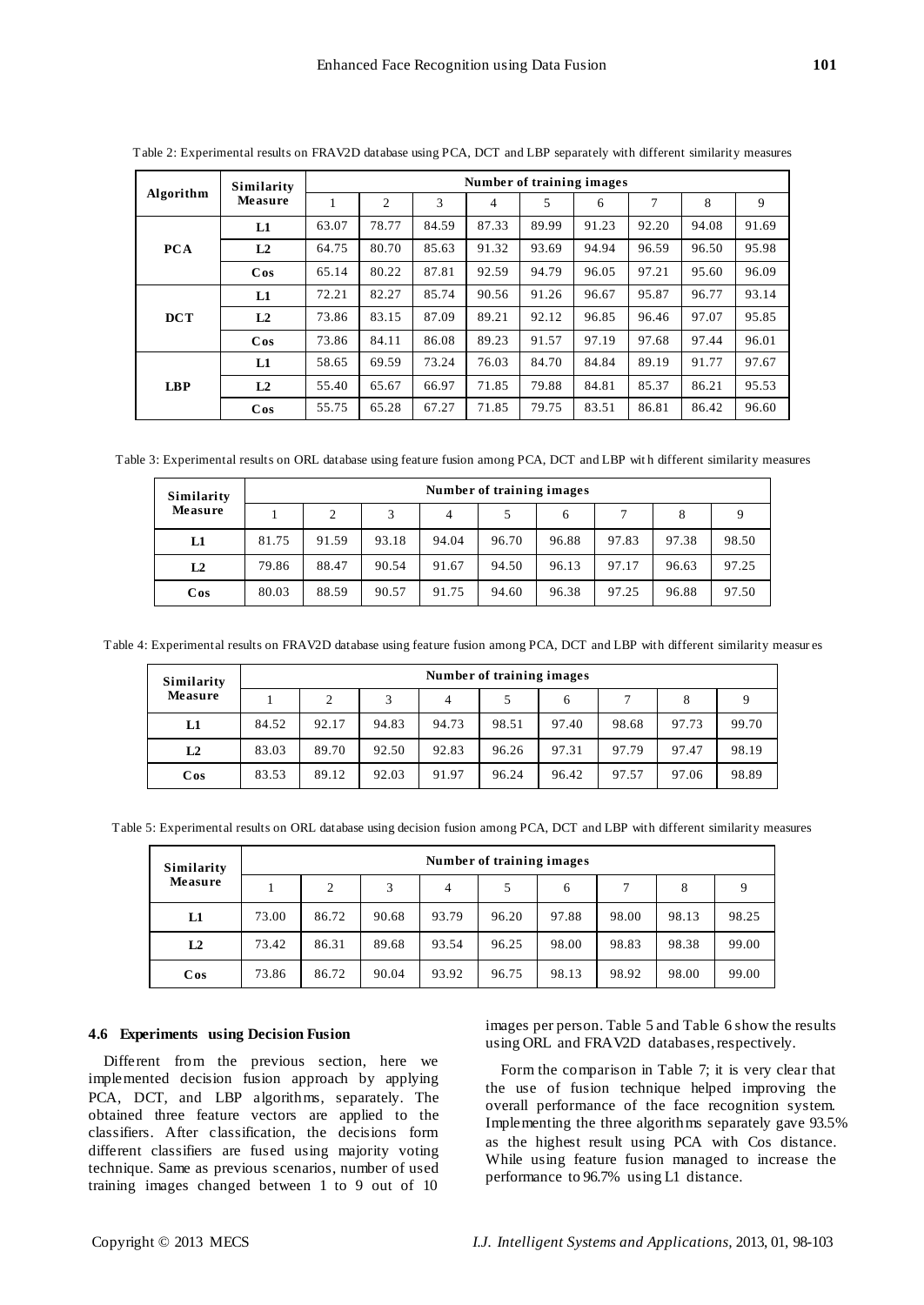Table 2: Experimental results on FRAV2D database using PCA, DCT and LBP separately with different similarity measures

| Algorithm | Similarity Measure | Number of training images | | | | | | | | |
|---|---|---|---|---|---|---|---|---|---|---|
| | | 1 | 2 | 3 | 4 | 5 | 6 | 7 | 8 | 9 |
| **PCA** | **L1** | 63.07 | 78.77 | 84.59 | 87.33 | 89.99 | 91.23 | 92.20 | 94.08 | 91.69 |
| | **L2** | 64.75 | 80.70 | 85.63 | 91.32 | 93.69 | 94.94 | 96.59 | 96.50 | 95.98 |
| | **Cos** | 65.14 | 80.22 | 87.81 | 92.59 | 94.79 | 96.05 | 97.21 | 95.60 | 96.09 |
| **DCT** | **L1** | 72.21 | 82.27 | 85.74 | 90.56 | 91.26 | 96.67 | 95.87 | 96.77 | 93.14 |
| | **L2** | 73.86 | 83.15 | 87.09 | 89.21 | 92.12 | 96.85 | 96.46 | 97.07 | 95.85 |
| | **Cos** | 73.86 | 84.11 | 86.08 | 89.23 | 91.57 | 97.19 | 97.68 | 97.44 | 96.01 |
| **LBP** | **L1** | 58.65 | 69.59 | 73.24 | 76.03 | 84.70 | 84.84 | 89.19 | 91.77 | 97.67 |
| | **L2** | 55.40 | 65.67 | 66.97 | 71.85 | 79.88 | 84.81 | 85.37 | 86.21 | 95.53 |
| | **Cos** | 55.75 | 65.28 | 67.27 | 71.85 | 79.75 | 83.51 | 86.81 | 86.42 | 96.60 |

Table 3: Experimental results on ORL database using feature fusion among PCA, DCT and LBP with different similarity measures

| Similarity Measure | Number of training images | | | | | | | | |
|---|---|---|---|---|---|---|---|---|---|
| | 1 | 2 | 3 | 4 | 5 | 6 | 7 | 8 | 9 |
| **L1** | 81.75 | 91.59 | 93.18 | 94.04 | 96.70 | 96.88 | 97.83 | 97.38 | 98.50 |
| **L2** | 79.86 | 88.47 | 90.54 | 91.67 | 94.50 | 96.13 | 97.17 | 96.63 | 97.25 |
| **Cos** | 80.03 | 88.59 | 90.57 | 91.75 | 94.60 | 96.38 | 97.25 | 96.88 | 97.50 |

Table 4: Experimental results on FRAV2D database using feature fusion among PCA, DCT and LBP with different similarity measures

| Similarity Measure | Number of training images | | | | | | | | |
|---|---|---|---|---|---|---|---|---|---|
| | 1 | 2 | 3 | 4 | 5 | 6 | 7 | 8 | 9 |
| **L1** | 84.52 | 92.17 | 94.83 | 94.73 | 98.51 | 97.40 | 98.68 | 97.73 | 99.70 |
| **L2** | 83.03 | 89.70 | 92.50 | 92.83 | 96.26 | 97.31 | 97.79 | 97.47 | 98.19 |
| **Cos** | 83.53 | 89.12 | 92.03 | 91.97 | 96.24 | 96.42 | 97.57 | 97.06 | 98.89 |

Table 5: Experimental results on ORL database using decision fusion among PCA, DCT and LBP with different similarity measures

| Similarity Measure | Number of training images | | | | | | | | |
|---|---|---|---|---|---|---|---|---|---|
| | 1 | 2 | 3 | 4 | 5 | 6 | 7 | 8 | 9 |
| **L1** | 73.00 | 86.72 | 90.68 | 93.79 | 96.20 | 97.88 | 98.00 | 98.13 | 98.25 |
| **L2** | 73.42 | 86.31 | 89.68 | 93.54 | 96.25 | 98.00 | 98.83 | 98.38 | 99.00 |
| **Cos** | 73.86 | 86.72 | 90.04 | 93.92 | 96.75 | 98.13 | 98.92 | 98.00 | 99.00 |

### 4.6 Experiments using Decision Fusion

Different from the previous section, here we implemented decision fusion approach by applying PCA, DCT, and LBP algorithms, separately. The obtained three feature vectors are applied to the classifiers. After classification, the decisions form different classifiers are fused using majority voting technique. Same as previous scenarios, number of used training images changed between 1 to 9 out of 10 images per person. Table 5 and Table 6 show the results using ORL and FRAV2D databases, respectively.

Form the comparison in Table 7; it is very clear that the use of fusion technique helped improving the overall performance of the face recognition system. Implementing the three algorithms separately gave 93.5% as the highest result using PCA with Cos distance. While using feature fusion managed to increase the performance to 96.7% using L1 distance.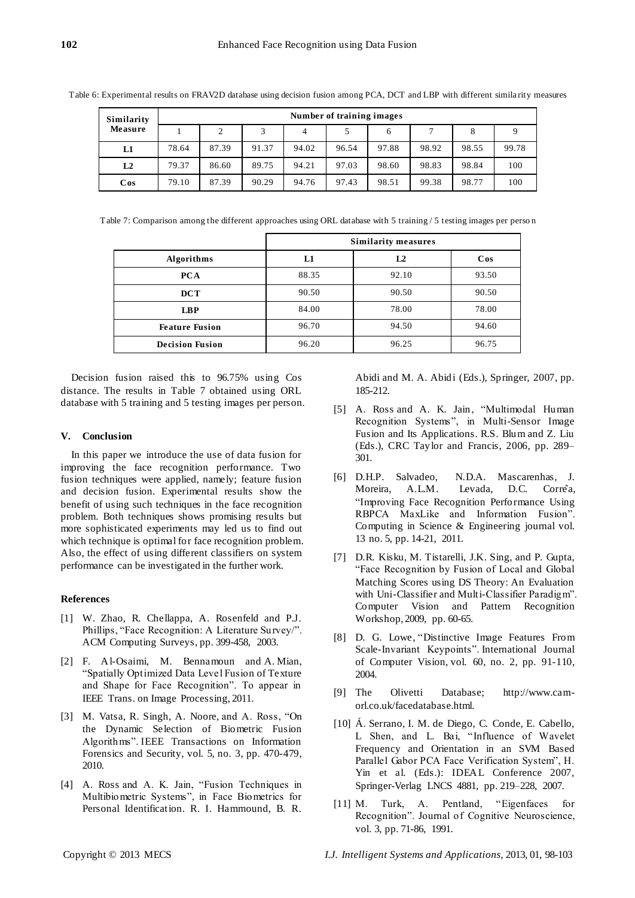Table 6: Experimental results on FRAV2D database using decision fusion among PCA, DCT and LBP with different similarity measures

| Similarity Measure | Number of training images | | | | | | | | |
|---|---|---|---|---|---|---|---|---|---|
| | 1 | 2 | 3 | 4 | 5 | 6 | 7 | 8 | 9 |
| **L1** | 78.64 | 87.39 | 91.37 | 94.02 | 96.54 | 97.88 | 98.92 | 98.55 | 99.78 |
| **L2** | 79.37 | 86.60 | 89.75 | 94.21 | 97.03 | 98.60 | 98.83 | 98.84 | 100 |
| **Cos** | 79.10 | 87.39 | 90.29 | 94.76 | 97.43 | 98.51 | 99.38 | 98.77 | 100 |

Table 7: Comparison among the different approaches using ORL database with 5 training / 5 testing images per person

| | Similarity measures | | |
|---|---|---|---|
| **Algorithms** | **L1** | **L2** | **Cos** |
| **PCA** | 88.35 | 92.10 | 93.50 |
| **DCT** | 90.50 | 90.50 | 90.50 |
| **LBP** | 84.00 | 78.00 | 78.00 |
| **Feature Fusion** | 96.70 | 94.50 | 94.60 |
| **Decision Fusion** | 96.20 | 96.25 | 96.75 |

Decision fusion raised this to 96.75% using Cos distance. The results in Table 7 obtained using ORL database with 5 training and 5 testing images per person.

## V. Conclusion

In this paper we introduce the use of data fusion for improving the face recognition performance. Two fusion techniques were applied, namely; feature fusion and decision fusion. Experimental results show the benefit of using such techniques in the face recognition problem. Both techniques shows promising results but more sophisticated experiments may led us to find out which technique is optimal for face recognition problem. Also, the effect of using different classifiers on system performance can be investigated in the further work.

## References

[1] W. Zhao, R. Chellappa, A. Rosenfeld and P.J. Phillips, "Face Recognition: A Literature Survey/". ACM Computing Surveys, pp. 399-458, 2003.

[2] F. Al-Osaimi, M. Bennamoun and A. Mian, "Spatially Optimized Data Level Fusion of Texture and Shape for Face Recognition". To appear in IEEE Trans. on Image Processing, 2011.

[3] M. Vatsa, R. Singh, A. Noore, and A. Ross, "On the Dynamic Selection of Biometric Fusion Algorithms". IEEE Transactions on Information Forensics and Security, vol. 5, no. 3, pp. 470-479, 2010.

[4] A. Ross and A. K. Jain, "Fusion Techniques in Multibiometric Systems", in Face Biometrics for Personal Identification. R. I. Hammound, B. R. Abidi and M. A. Abidi (Eds.), Springer, 2007, pp. 185-212.

[5] A. Ross and A. K. Jain, "Multimodal Human Recognition Systems", in Multi-Sensor Image Fusion and Its Applications. R.S. Blum and Z. Liu (Eds.), CRC Taylor and Francis, 2006, pp. 289–301.

[6] D.H.P. Salvadeo, N.D.A. Mascarenhas, J. Moreira, A.L.M. Levada, D.C. Corrêa, "Improving Face Recognition Performance Using RBPCA MaxLike and Information Fusion". Computing in Science & Engineering journal vol. 13 no. 5, pp. 14-21, 2011.

[7] D.R. Kisku, M. Tistarelli, J.K. Sing, and P. Gupta, "Face Recognition by Fusion of Local and Global Matching Scores using DS Theory: An Evaluation with Uni-Classifier and Multi-Classifier Paradigm". Computer Vision and Pattern Recognition Workshop, 2009, pp. 60-65.

[8] D. G. Lowe, "Distinctive Image Features From Scale-Invariant Keypoints". International Journal of Computer Vision, vol. 60, no. 2, pp. 91-110, 2004.

[9] The Olivetti Database; http://www.cam-orl.co.uk/facedatabase.html.

[10] Á. Serrano, I. M. de Diego, C. Conde, E. Cabello, L Shen, and L. Bai, "Influence of Wavelet Frequency and Orientation in an SVM Based Parallel Gabor PCA Face Verification System", H. Yin et al. (Eds.): IDEAL Conference 2007, Springer-Verlag LNCS 4881, pp. 219–228, 2007.

[11] M. Turk, A. Pentland, "Eigenfaces for Recognition". Journal of Cognitive Neuroscience, vol. 3, pp. 71-86, 1991.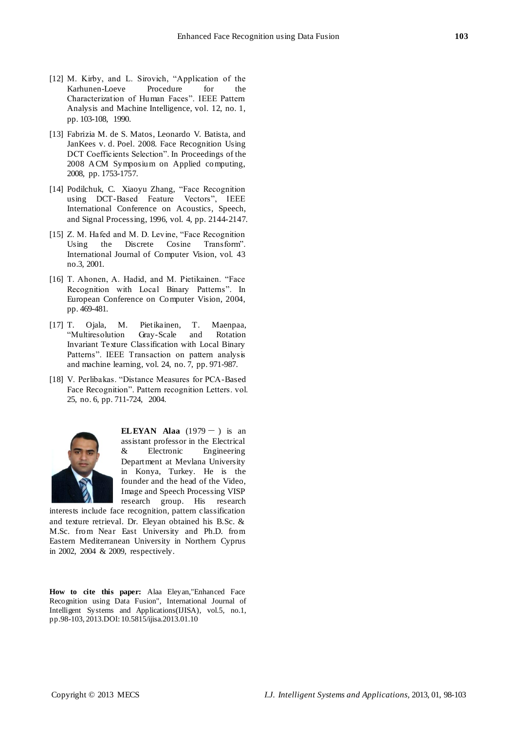[12] M. Kirby, and L. Sirovich, "Application of the Karhunen-Loeve Procedure for the Characterization of Human Faces". IEEE Pattern Analysis and Machine Intelligence, vol. 12, no. 1, pp. 103-108, 1990.

[13] Fabrizia M. de S. Matos, Leonardo V. Batista, and JanKees v. d. Poel. 2008. Face Recognition Using DCT Coefficients Selection". In Proceedings of the 2008 ACM Symposium on Applied computing, 2008, pp. 1753-1757.

[14] Podilchuk, C. Xiaoyu Zhang, "Face Recognition using DCT-Based Feature Vectors", IEEE International Conference on Acoustics, Speech, and Signal Processing, 1996, vol. 4, pp. 2144-2147.

[15] Z. M. Hafed and M. D. Levine, "Face Recognition Using the Discrete Cosine Transform". International Journal of Computer Vision, vol. 43 no.3, 2001.

[16] T. Ahonen, A. Hadid, and M. Pietikainen. "Face Recognition with Local Binary Patterns". In European Conference on Computer Vision, 2004, pp. 469-481.

[17] T. Ojala, M. Pietikainen, T. Maenpaa, "Multiresolution Gray-Scale and Rotation Invariant Texture Classification with Local Binary Patterns". IEEE Transaction on pattern analysis and machine learning, vol. 24, no. 7, pp. 971-987.

[18] V. Perlibakas. "Distance Measures for PCA-Based Face Recognition". Pattern recognition Letters. vol. 25, no. 6, pp. 711-724, 2004.

**ELEYAN Alaa** (1979－) is an assistant professor in the Electrical & Electronic Engineering Department at Mevlana University in Konya, Turkey. He is the founder and the head of the Video, Image and Speech Processing VISP research group. His research interests include face recognition, pattern classification and texture retrieval. Dr. Eleyan obtained his B.Sc. & M.Sc. from Near East University and Ph.D. from Eastern Mediterranean University in Northern Cyprus in 2002, 2004 & 2009, respectively.

**How to cite this paper:** Alaa Eleyan,"Enhanced Face Recognition using Data Fusion", International Journal of Intelligent Systems and Applications(IJISA), vol.5, no.1, pp.98-103, 2013.DOI: 10.5815/ijisa.2013.01.10